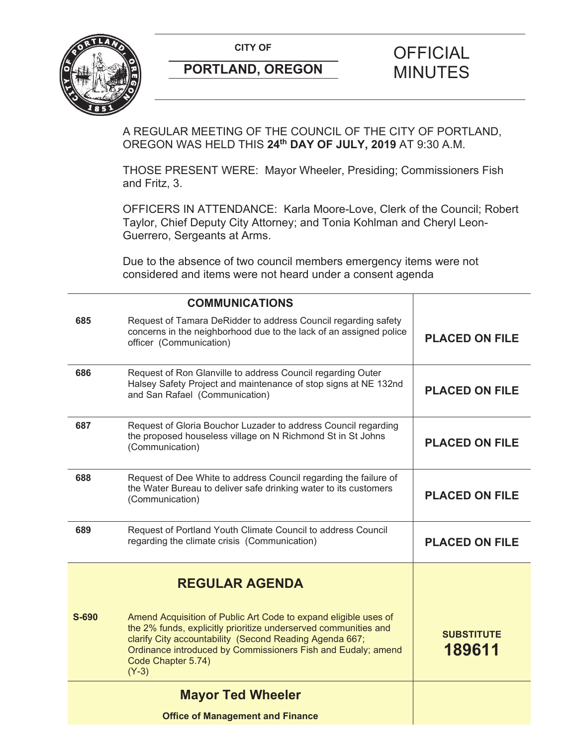**CITY OF**

**PORTLAND, OREGON**

# OFFICIAL MINUTES

A REGULAR MEETING OF THE COUNCIL OF THE CITY OF PORTLAND, OREGON WAS HELD THIS **24th DAY OF JULY, 2019** AT 9:30 A.M.

THOSE PRESENT WERE: Mayor Wheeler, Presiding; Commissioners Fish and Fritz, 3.

OFFICERS IN ATTENDANCE: Karla Moore-Love, Clerk of the Council; Robert Taylor, Chief Deputy City Attorney; and Tonia Kohlman and Cheryl Leon-Guerrero, Sergeants at Arms.

Due to the absence of two council members emergency items were not considered and items were not heard under a consent agenda

| | **COMMUNICATIONS** | |
|---|---|---|
| **685** | Request of Tamara DeRidder to address Council regarding safety concerns in the neighborhood due to the lack of an assigned police officer (Communication) | **PLACED ON FILE** |
| **686** | Request of Ron Glanville to address Council regarding Outer Halsey Safety Project and maintenance of stop signs at NE 132nd and San Rafael (Communication) | **PLACED ON FILE** |
| **687** | Request of Gloria Bouchor Luzader to address Council regarding the proposed houseless village on N Richmond St in St Johns (Communication) | **PLACED ON FILE** |
| **688** | Request of Dee White to address Council regarding the failure of the Water Bureau to deliver safe drinking water to its customers (Communication) | **PLACED ON FILE** |
| **689** | Request of Portland Youth Climate Council to address Council regarding the climate crisis (Communication) | **PLACED ON FILE** |
| | **REGULAR AGENDA** | |
| **S-690** | Amend Acquisition of Public Art Code to expand eligible uses of the 2% funds, explicitly prioritize underserved communities and clarify City accountability (Second Reading Agenda 667; Ordinance introduced by Commissioners Fish and Eudaly; amend Code Chapter 5.74) (Y-3) | **SUBSTITUTE 189611** |
| | **Mayor Ted Wheeler** | |
| | **Office of Management and Finance** | |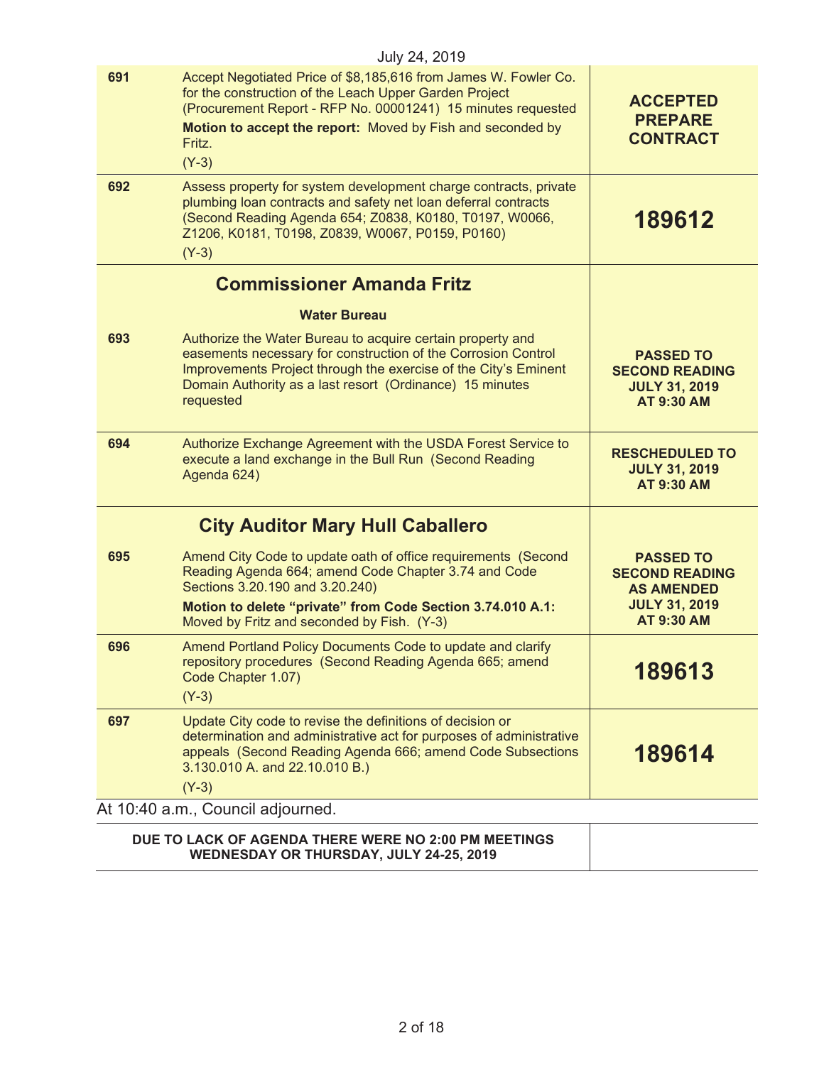July 24, 2019

| | | |
|---|---|---|
| **691** | Accept Negotiated Price of $8,185,616 from James W. Fowler Co. for the construction of the Leach Upper Garden Project (Procurement Report - RFP No. 00001241) 15 minutes requested<br>**Motion to accept the report:** Moved by Fish and seconded by Fritz.<br>(Y-3) | **ACCEPTED PREPARE CONTRACT** |
| **692** | Assess property for system development charge contracts, private plumbing loan contracts and safety net loan deferral contracts (Second Reading Agenda 654; Z0838, K0180, T0197, W0066, Z1206, K0181, T0198, Z0839, W0067, P0159, P0160)<br>(Y-3) | **189612** |
| | **Commissioner Amanda Fritz** | |
| | **Water Bureau** | |
| **693** | Authorize the Water Bureau to acquire certain property and easements necessary for construction of the Corrosion Control Improvements Project through the exercise of the City's Eminent Domain Authority as a last resort (Ordinance) 15 minutes requested | **PASSED TO SECOND READING JULY 31, 2019 AT 9:30 AM** |
| **694** | Authorize Exchange Agreement with the USDA Forest Service to execute a land exchange in the Bull Run (Second Reading Agenda 624) | **RESCHEDULED TO JULY 31, 2019 AT 9:30 AM** |
| | **City Auditor Mary Hull Caballero** | |
| **695** | Amend City Code to update oath of office requirements (Second Reading Agenda 664; amend Code Chapter 3.74 and Code Sections 3.20.190 and 3.20.240)<br>**Motion to delete "private" from Code Section 3.74.010 A.1:** Moved by Fritz and seconded by Fish. (Y-3) | **PASSED TO SECOND READING AS AMENDED JULY 31, 2019 AT 9:30 AM** |
| **696** | Amend Portland Policy Documents Code to update and clarify repository procedures (Second Reading Agenda 665; amend Code Chapter 1.07)<br>(Y-3) | **189613** |
| **697** | Update City code to revise the definitions of decision or determination and administrative act for purposes of administrative appeals (Second Reading Agenda 666; amend Code Subsections 3.130.010 A. and 22.10.010 B.)<br>(Y-3) | **189614** |

At 10:40 a.m., Council adjourned.

**DUE TO LACK OF AGENDA THERE WERE NO 2:00 PM MEETINGS WEDNESDAY OR THURSDAY, JULY 24-25, 2019**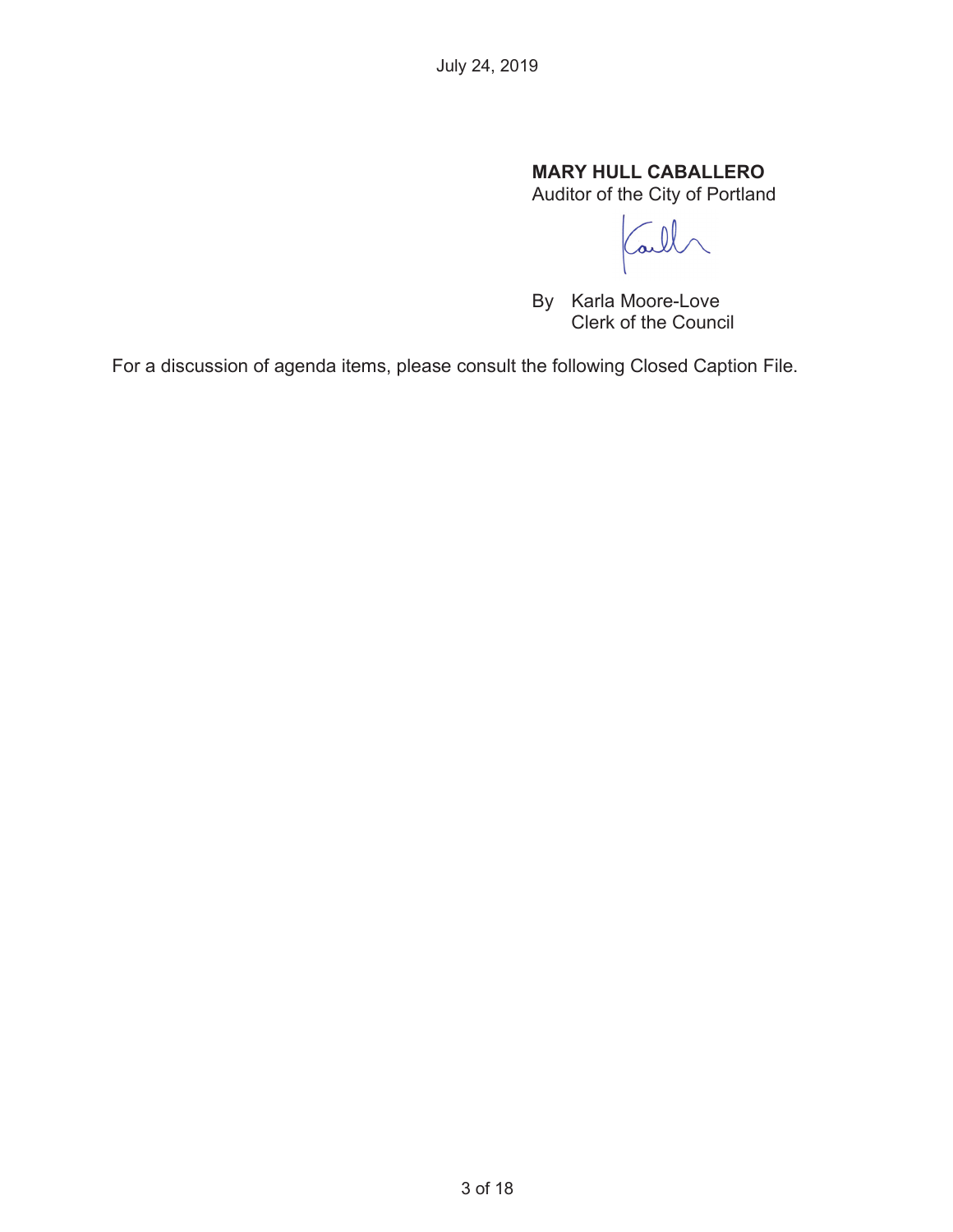July 24, 2019

**MARY HULL CABALLERO**
Auditor of the City of Portland

By Karla Moore-Love
Clerk of the Council

For a discussion of agenda items, please consult the following Closed Caption File.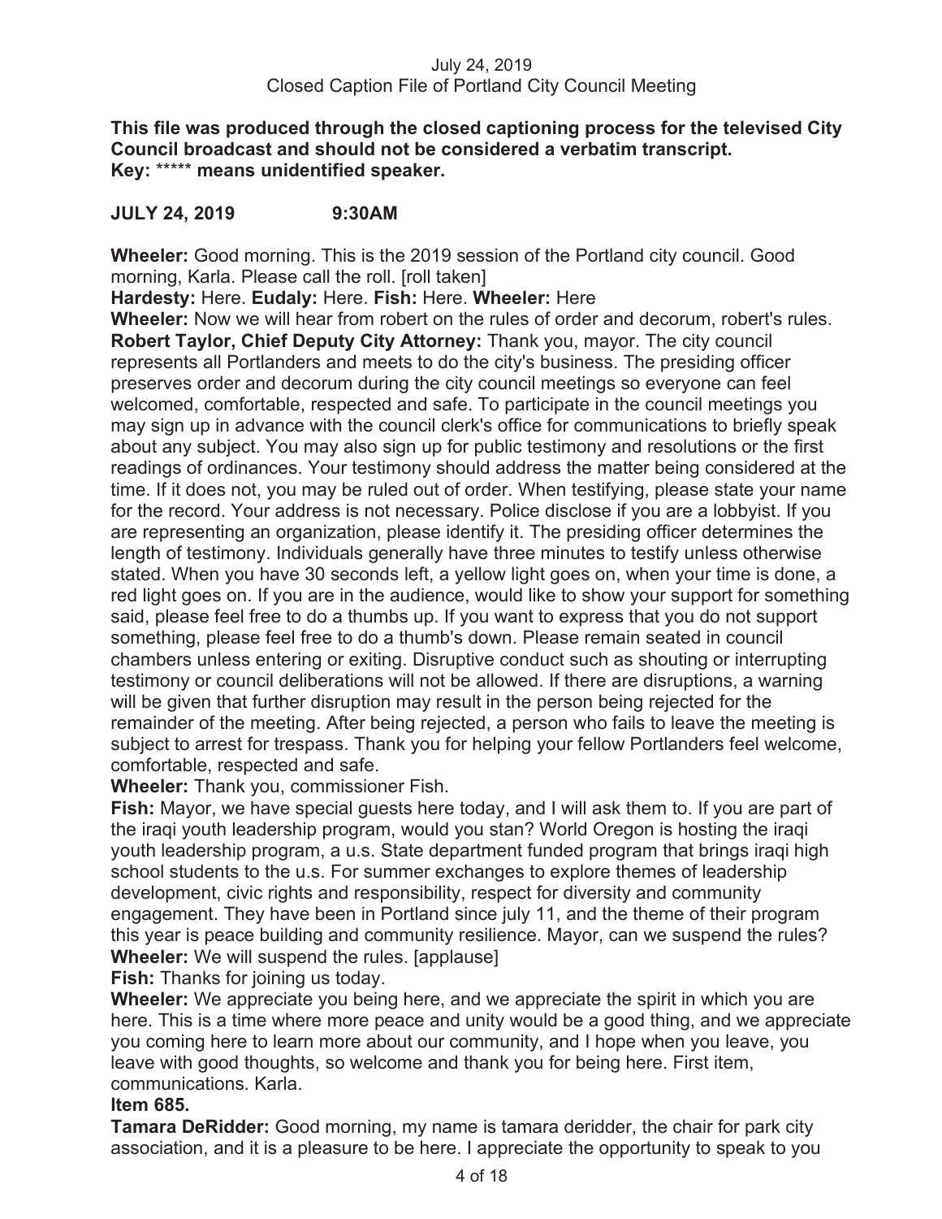July 24, 2019
Closed Caption File of Portland City Council Meeting

**This file was produced through the closed captioning process for the televised City Council broadcast and should not be considered a verbatim transcript.**
**Key: ***** means unidentified speaker.**

**JULY 24, 2019 9:30AM**

**Wheeler:** Good morning. This is the 2019 session of the Portland city council. Good morning, Karla. Please call the roll. [roll taken]

**Hardesty:** Here. **Eudaly:** Here. **Fish:** Here. **Wheeler:** Here

**Wheeler:** Now we will hear from robert on the rules of order and decorum, robert's rules.

**Robert Taylor, Chief Deputy City Attorney:** Thank you, mayor. The city council represents all Portlanders and meets to do the city's business. The presiding officer preserves order and decorum during the city council meetings so everyone can feel welcomed, comfortable, respected and safe. To participate in the council meetings you may sign up in advance with the council clerk's office for communications to briefly speak about any subject. You may also sign up for public testimony and resolutions or the first readings of ordinances. Your testimony should address the matter being considered at the time. If it does not, you may be ruled out of order. When testifying, please state your name for the record. Your address is not necessary. Police disclose if you are a lobbyist. If you are representing an organization, please identify it. The presiding officer determines the length of testimony. Individuals generally have three minutes to testify unless otherwise stated. When you have 30 seconds left, a yellow light goes on, when your time is done, a red light goes on. If you are in the audience, would like to show your support for something said, please feel free to do a thumbs up. If you want to express that you do not support something, please feel free to do a thumb's down. Please remain seated in council chambers unless entering or exiting. Disruptive conduct such as shouting or interrupting testimony or council deliberations will not be allowed. If there are disruptions, a warning will be given that further disruption may result in the person being rejected for the remainder of the meeting. After being rejected, a person who fails to leave the meeting is subject to arrest for trespass. Thank you for helping your fellow Portlanders feel welcome, comfortable, respected and safe.

**Wheeler:** Thank you, commissioner Fish.

**Fish:** Mayor, we have special guests here today, and I will ask them to. If you are part of the iraqi youth leadership program, would you stan? World Oregon is hosting the iraqi youth leadership program, a u.s. State department funded program that brings iraqi high school students to the u.s. For summer exchanges to explore themes of leadership development, civic rights and responsibility, respect for diversity and community engagement. They have been in Portland since july 11, and the theme of their program this year is peace building and community resilience. Mayor, can we suspend the rules?

**Wheeler:** We will suspend the rules. [applause]

**Fish:** Thanks for joining us today.

**Wheeler:** We appreciate you being here, and we appreciate the spirit in which you are here. This is a time where more peace and unity would be a good thing, and we appreciate you coming here to learn more about our community, and I hope when you leave, you leave with good thoughts, so welcome and thank you for being here. First item, communications. Karla.

**Item 685.**

**Tamara DeRidder:** Good morning, my name is tamara deridder, the chair for park city association, and it is a pleasure to be here. I appreciate the opportunity to speak to you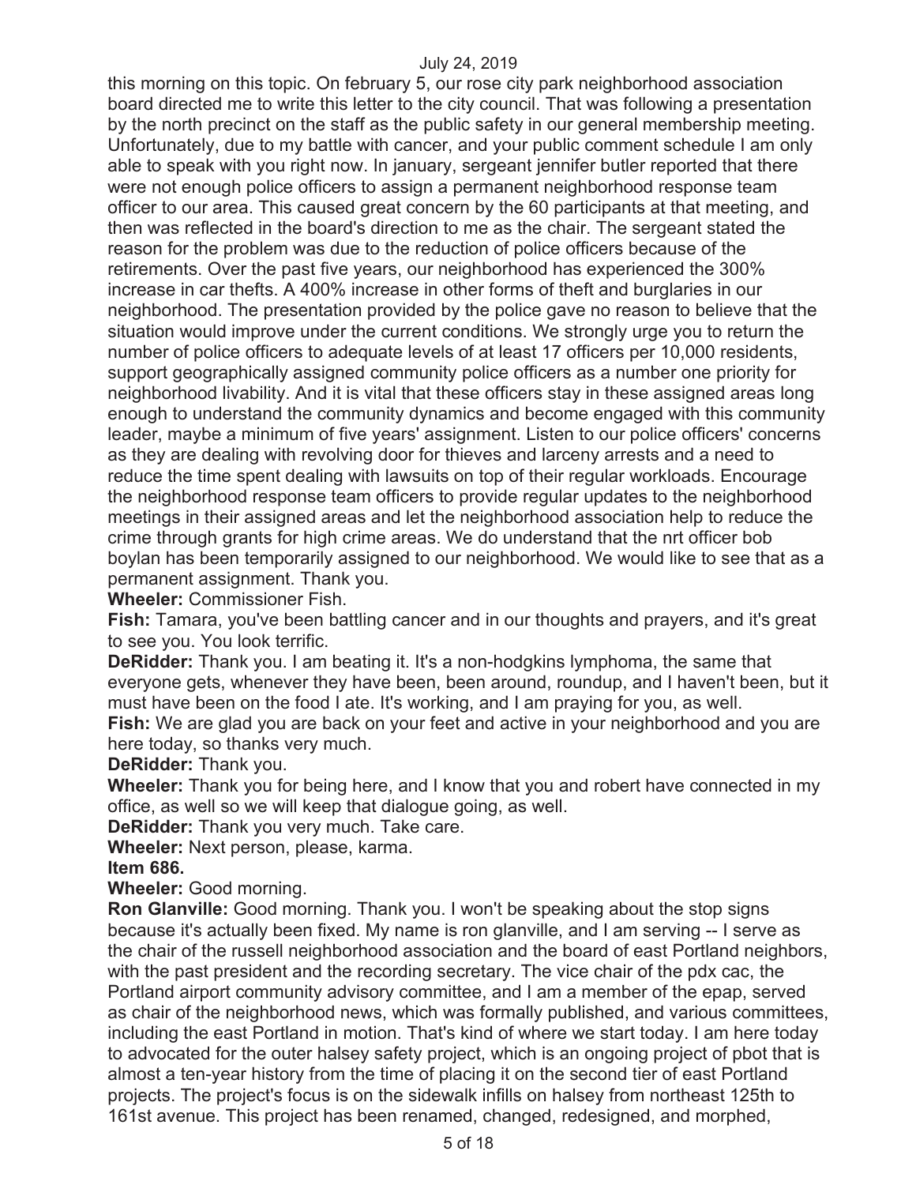this morning on this topic. On february 5, our rose city park neighborhood association board directed me to write this letter to the city council. That was following a presentation by the north precinct on the staff as the public safety in our general membership meeting. Unfortunately, due to my battle with cancer, and your public comment schedule I am only able to speak with you right now. In january, sergeant jennifer butler reported that there were not enough police officers to assign a permanent neighborhood response team officer to our area. This caused great concern by the 60 participants at that meeting, and then was reflected in the board's direction to me as the chair. The sergeant stated the reason for the problem was due to the reduction of police officers because of the retirements. Over the past five years, our neighborhood has experienced the 300% increase in car thefts. A 400% increase in other forms of theft and burglaries in our neighborhood. The presentation provided by the police gave no reason to believe that the situation would improve under the current conditions. We strongly urge you to return the number of police officers to adequate levels of at least 17 officers per 10,000 residents, support geographically assigned community police officers as a number one priority for neighborhood livability. And it is vital that these officers stay in these assigned areas long enough to understand the community dynamics and become engaged with this community leader, maybe a minimum of five years' assignment. Listen to our police officers' concerns as they are dealing with revolving door for thieves and larceny arrests and a need to reduce the time spent dealing with lawsuits on top of their regular workloads. Encourage the neighborhood response team officers to provide regular updates to the neighborhood meetings in their assigned areas and let the neighborhood association help to reduce the crime through grants for high crime areas. We do understand that the nrt officer bob boylan has been temporarily assigned to our neighborhood. We would like to see that as a permanent assignment. Thank you.

**Wheeler:** Commissioner Fish.

**Fish:** Tamara, you've been battling cancer and in our thoughts and prayers, and it's great to see you. You look terrific.

**DeRidder:** Thank you. I am beating it. It's a non-hodgkins lymphoma, the same that everyone gets, whenever they have been, been around, roundup, and I haven't been, but it must have been on the food I ate. It's working, and I am praying for you, as well.

**Fish:** We are glad you are back on your feet and active in your neighborhood and you are here today, so thanks very much.

**DeRidder:** Thank you.

**Wheeler:** Thank you for being here, and I know that you and robert have connected in my office, as well so we will keep that dialogue going, as well.

**DeRidder:** Thank you very much. Take care.

**Wheeler:** Next person, please, karma.

**Item 686.**

**Wheeler:** Good morning.

**Ron Glanville:** Good morning. Thank you. I won't be speaking about the stop signs because it's actually been fixed. My name is ron glanville, and I am serving -- I serve as the chair of the russell neighborhood association and the board of east Portland neighbors, with the past president and the recording secretary. The vice chair of the pdx cac, the Portland airport community advisory committee, and I am a member of the epap, served as chair of the neighborhood news, which was formally published, and various committees, including the east Portland in motion. That's kind of where we start today. I am here today to advocated for the outer halsey safety project, which is an ongoing project of pbot that is almost a ten-year history from the time of placing it on the second tier of east Portland projects. The project's focus is on the sidewalk infills on halsey from northeast 125th to 161st avenue. This project has been renamed, changed, redesigned, and morphed,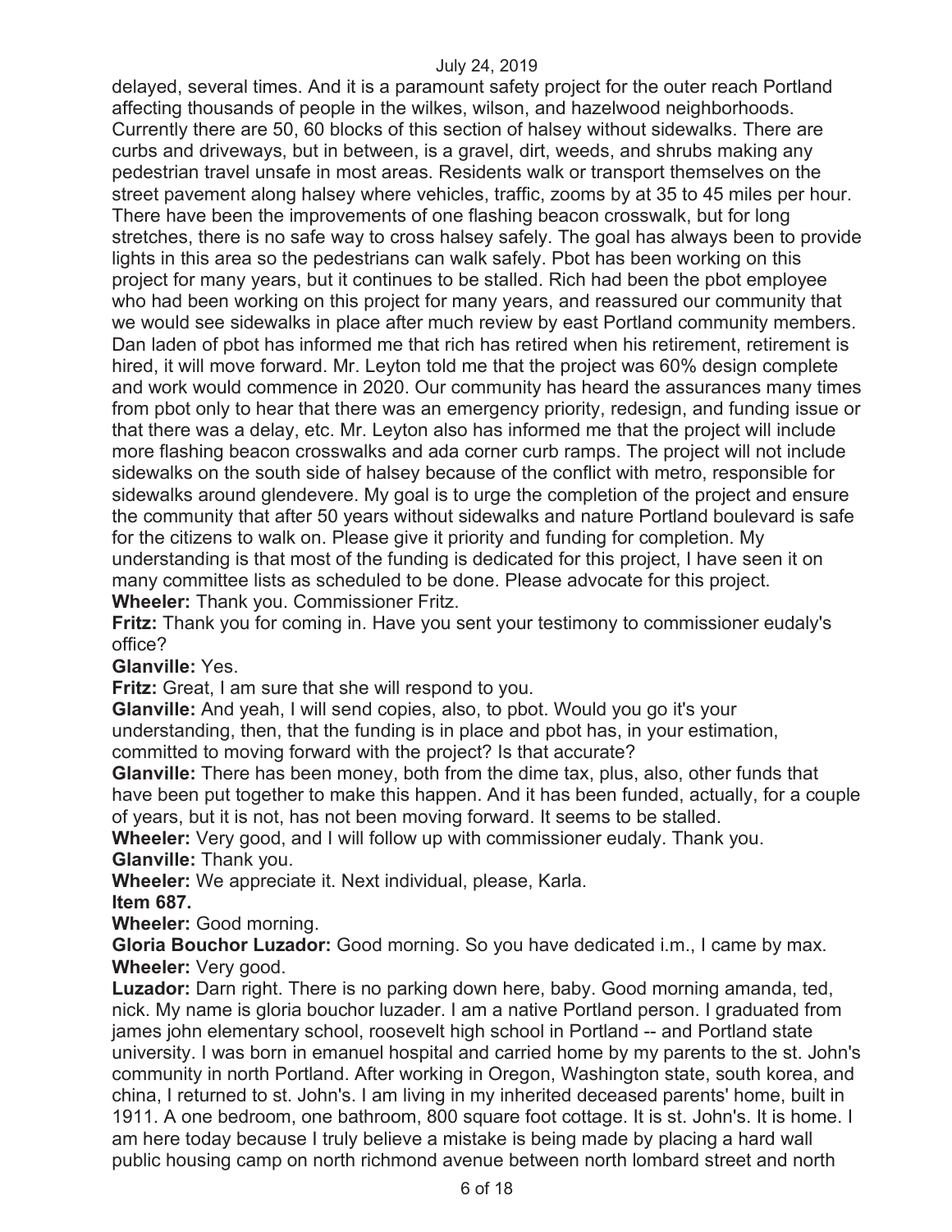delayed, several times. And it is a paramount safety project for the outer reach Portland affecting thousands of people in the wilkes, wilson, and hazelwood neighborhoods. Currently there are 50, 60 blocks of this section of halsey without sidewalks. There are curbs and driveways, but in between, is a gravel, dirt, weeds, and shrubs making any pedestrian travel unsafe in most areas. Residents walk or transport themselves on the street pavement along halsey where vehicles, traffic, zooms by at 35 to 45 miles per hour. There have been the improvements of one flashing beacon crosswalk, but for long stretches, there is no safe way to cross halsey safely. The goal has always been to provide lights in this area so the pedestrians can walk safely. Pbot has been working on this project for many years, but it continues to be stalled. Rich had been the pbot employee who had been working on this project for many years, and reassured our community that we would see sidewalks in place after much review by east Portland community members. Dan laden of pbot has informed me that rich has retired when his retirement, retirement is hired, it will move forward. Mr. Leyton told me that the project was 60% design complete and work would commence in 2020. Our community has heard the assurances many times from pbot only to hear that there was an emergency priority, redesign, and funding issue or that there was a delay, etc. Mr. Leyton also has informed me that the project will include more flashing beacon crosswalks and ada corner curb ramps. The project will not include sidewalks on the south side of halsey because of the conflict with metro, responsible for sidewalks around glendevere. My goal is to urge the completion of the project and ensure the community that after 50 years without sidewalks and nature Portland boulevard is safe for the citizens to walk on. Please give it priority and funding for completion. My understanding is that most of the funding is dedicated for this project, I have seen it on many committee lists as scheduled to be done. Please advocate for this project.

**Wheeler:** Thank you. Commissioner Fritz.

**Fritz:** Thank you for coming in. Have you sent your testimony to commissioner eudaly's office?

**Glanville:** Yes.

**Fritz:** Great, I am sure that she will respond to you.

**Glanville:** And yeah, I will send copies, also, to pbot. Would you go it's your understanding, then, that the funding is in place and pbot has, in your estimation, committed to moving forward with the project? Is that accurate?

**Glanville:** There has been money, both from the dime tax, plus, also, other funds that have been put together to make this happen. And it has been funded, actually, for a couple of years, but it is not, has not been moving forward. It seems to be stalled.

**Wheeler:** Very good, and I will follow up with commissioner eudaly. Thank you.

**Glanville:** Thank you.

**Wheeler:** We appreciate it. Next individual, please, Karla.

**Item 687.**

**Wheeler:** Good morning.

**Gloria Bouchor Luzador:** Good morning. So you have dedicated i.m., I came by max.

**Wheeler:** Very good.

**Luzador:** Darn right. There is no parking down here, baby. Good morning amanda, ted, nick. My name is gloria bouchor luzader. I am a native Portland person. I graduated from james john elementary school, roosevelt high school in Portland -- and Portland state university. I was born in emanuel hospital and carried home by my parents to the st. John's community in north Portland. After working in Oregon, Washington state, south korea, and china, I returned to st. John's. I am living in my inherited deceased parents' home, built in 1911. A one bedroom, one bathroom, 800 square foot cottage. It is st. John's. It is home. I am here today because I truly believe a mistake is being made by placing a hard wall public housing camp on north richmond avenue between north lombard street and north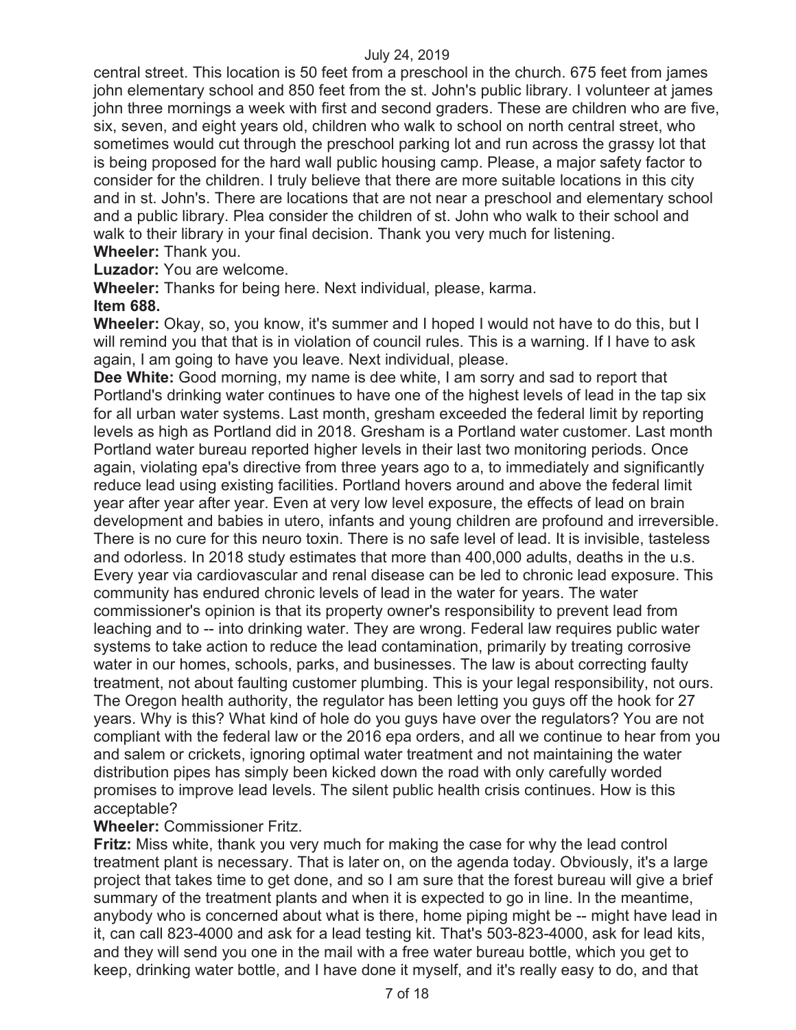central street. This location is 50 feet from a preschool in the church. 675 feet from james john elementary school and 850 feet from the st. John's public library. I volunteer at james john three mornings a week with first and second graders. These are children who are five, six, seven, and eight years old, children who walk to school on north central street, who sometimes would cut through the preschool parking lot and run across the grassy lot that is being proposed for the hard wall public housing camp. Please, a major safety factor to consider for the children. I truly believe that there are more suitable locations in this city and in st. John's. There are locations that are not near a preschool and elementary school and a public library. Plea consider the children of st. John who walk to their school and walk to their library in your final decision. Thank you very much for listening.

**Wheeler:** Thank you.

**Luzador:** You are welcome.

**Wheeler:** Thanks for being here. Next individual, please, karma.

**Item 688.**

**Wheeler:** Okay, so, you know, it's summer and I hoped I would not have to do this, but I will remind you that that is in violation of council rules. This is a warning. If I have to ask again, I am going to have you leave. Next individual, please.

**Dee White:** Good morning, my name is dee white, I am sorry and sad to report that Portland's drinking water continues to have one of the highest levels of lead in the tap six for all urban water systems. Last month, gresham exceeded the federal limit by reporting levels as high as Portland did in 2018. Gresham is a Portland water customer. Last month Portland water bureau reported higher levels in their last two monitoring periods. Once again, violating epa's directive from three years ago to a, to immediately and significantly reduce lead using existing facilities. Portland hovers around and above the federal limit year after year after year. Even at very low level exposure, the effects of lead on brain development and babies in utero, infants and young children are profound and irreversible. There is no cure for this neuro toxin. There is no safe level of lead. It is invisible, tasteless and odorless. In 2018 study estimates that more than 400,000 adults, deaths in the u.s. Every year via cardiovascular and renal disease can be led to chronic lead exposure. This community has endured chronic levels of lead in the water for years. The water commissioner's opinion is that its property owner's responsibility to prevent lead from leaching and to -- into drinking water. They are wrong. Federal law requires public water systems to take action to reduce the lead contamination, primarily by treating corrosive water in our homes, schools, parks, and businesses. The law is about correcting faulty treatment, not about faulting customer plumbing. This is your legal responsibility, not ours. The Oregon health authority, the regulator has been letting you guys off the hook for 27 years. Why is this? What kind of hole do you guys have over the regulators? You are not compliant with the federal law or the 2016 epa orders, and all we continue to hear from you and salem or crickets, ignoring optimal water treatment and not maintaining the water distribution pipes has simply been kicked down the road with only carefully worded promises to improve lead levels. The silent public health crisis continues. How is this acceptable?

**Wheeler:** Commissioner Fritz.

**Fritz:** Miss white, thank you very much for making the case for why the lead control treatment plant is necessary. That is later on, on the agenda today. Obviously, it's a large project that takes time to get done, and so I am sure that the forest bureau will give a brief summary of the treatment plants and when it is expected to go in line. In the meantime, anybody who is concerned about what is there, home piping might be -- might have lead in it, can call 823-4000 and ask for a lead testing kit. That's 503-823-4000, ask for lead kits, and they will send you one in the mail with a free water bureau bottle, which you get to keep, drinking water bottle, and I have done it myself, and it's really easy to do, and that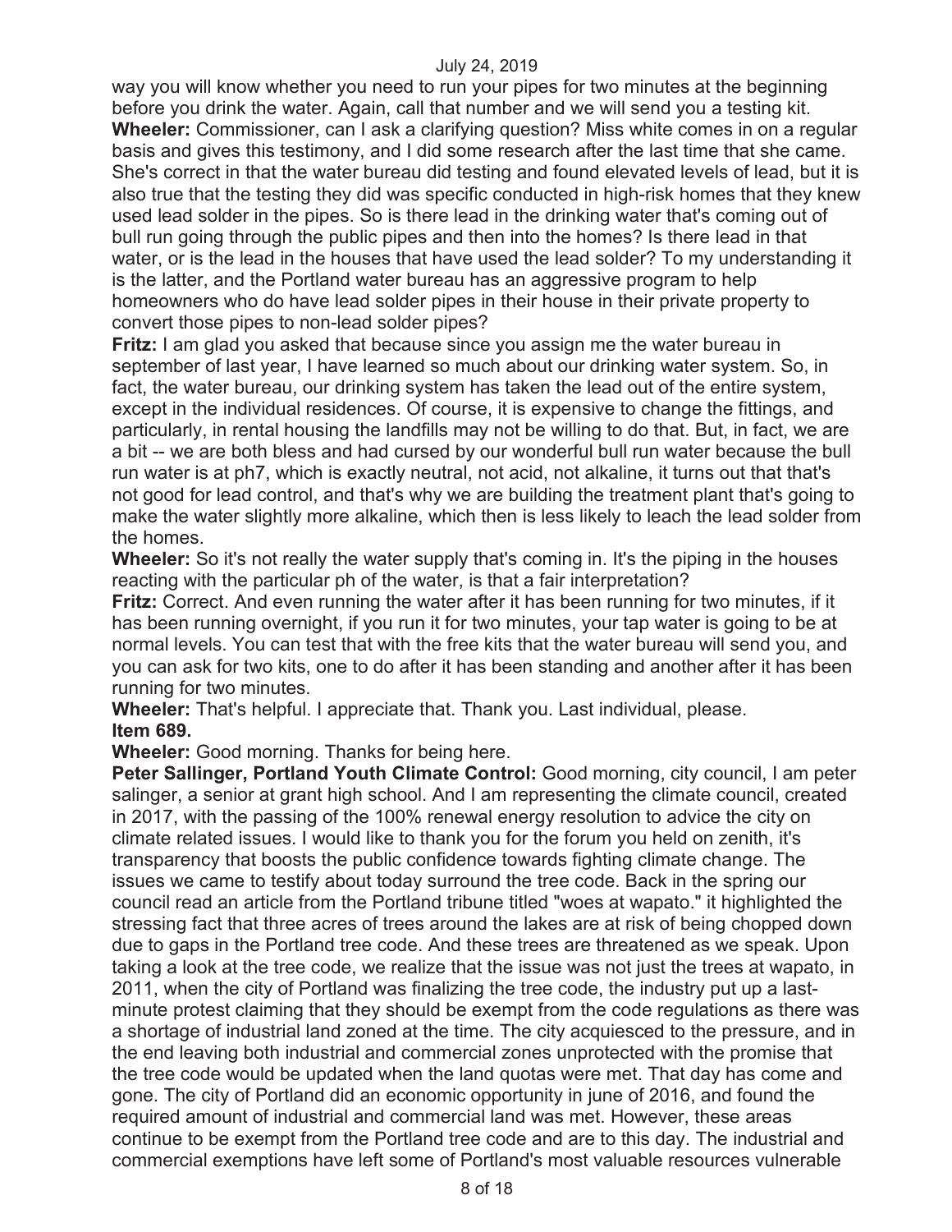way you will know whether you need to run your pipes for two minutes at the beginning before you drink the water. Again, call that number and we will send you a testing kit.

**Wheeler:** Commissioner, can I ask a clarifying question? Miss white comes in on a regular basis and gives this testimony, and I did some research after the last time that she came. She's correct in that the water bureau did testing and found elevated levels of lead, but it is also true that the testing they did was specific conducted in high-risk homes that they knew used lead solder in the pipes. So is there lead in the drinking water that's coming out of bull run going through the public pipes and then into the homes? Is there lead in that water, or is the lead in the houses that have used the lead solder? To my understanding it is the latter, and the Portland water bureau has an aggressive program to help homeowners who do have lead solder pipes in their house in their private property to convert those pipes to non-lead solder pipes?

**Fritz:** I am glad you asked that because since you assign me the water bureau in september of last year, I have learned so much about our drinking water system. So, in fact, the water bureau, our drinking system has taken the lead out of the entire system, except in the individual residences. Of course, it is expensive to change the fittings, and particularly, in rental housing the landfills may not be willing to do that. But, in fact, we are a bit -- we are both bless and had cursed by our wonderful bull run water because the bull run water is at ph7, which is exactly neutral, not acid, not alkaline, it turns out that that's not good for lead control, and that's why we are building the treatment plant that's going to make the water slightly more alkaline, which then is less likely to leach the lead solder from the homes.

**Wheeler:** So it's not really the water supply that's coming in. It's the piping in the houses reacting with the particular ph of the water, is that a fair interpretation?

**Fritz:** Correct. And even running the water after it has been running for two minutes, if it has been running overnight, if you run it for two minutes, your tap water is going to be at normal levels. You can test that with the free kits that the water bureau will send you, and you can ask for two kits, one to do after it has been standing and another after it has been running for two minutes.

**Wheeler:** That's helpful. I appreciate that. Thank you. Last individual, please.

**Item 689.**

**Wheeler:** Good morning. Thanks for being here.

**Peter Sallinger, Portland Youth Climate Control:** Good morning, city council, I am peter salinger, a senior at grant high school. And I am representing the climate council, created in 2017, with the passing of the 100% renewal energy resolution to advice the city on climate related issues. I would like to thank you for the forum you held on zenith, it's transparency that boosts the public confidence towards fighting climate change. The issues we came to testify about today surround the tree code. Back in the spring our council read an article from the Portland tribune titled "woes at wapato." it highlighted the stressing fact that three acres of trees around the lakes are at risk of being chopped down due to gaps in the Portland tree code. And these trees are threatened as we speak. Upon taking a look at the tree code, we realize that the issue was not just the trees at wapato, in 2011, when the city of Portland was finalizing the tree code, the industry put up a last-minute protest claiming that they should be exempt from the code regulations as there was a shortage of industrial land zoned at the time. The city acquiesced to the pressure, and in the end leaving both industrial and commercial zones unprotected with the promise that the tree code would be updated when the land quotas were met. That day has come and gone. The city of Portland did an economic opportunity in june of 2016, and found the required amount of industrial and commercial land was met. However, these areas continue to be exempt from the Portland tree code and are to this day. The industrial and commercial exemptions have left some of Portland's most valuable resources vulnerable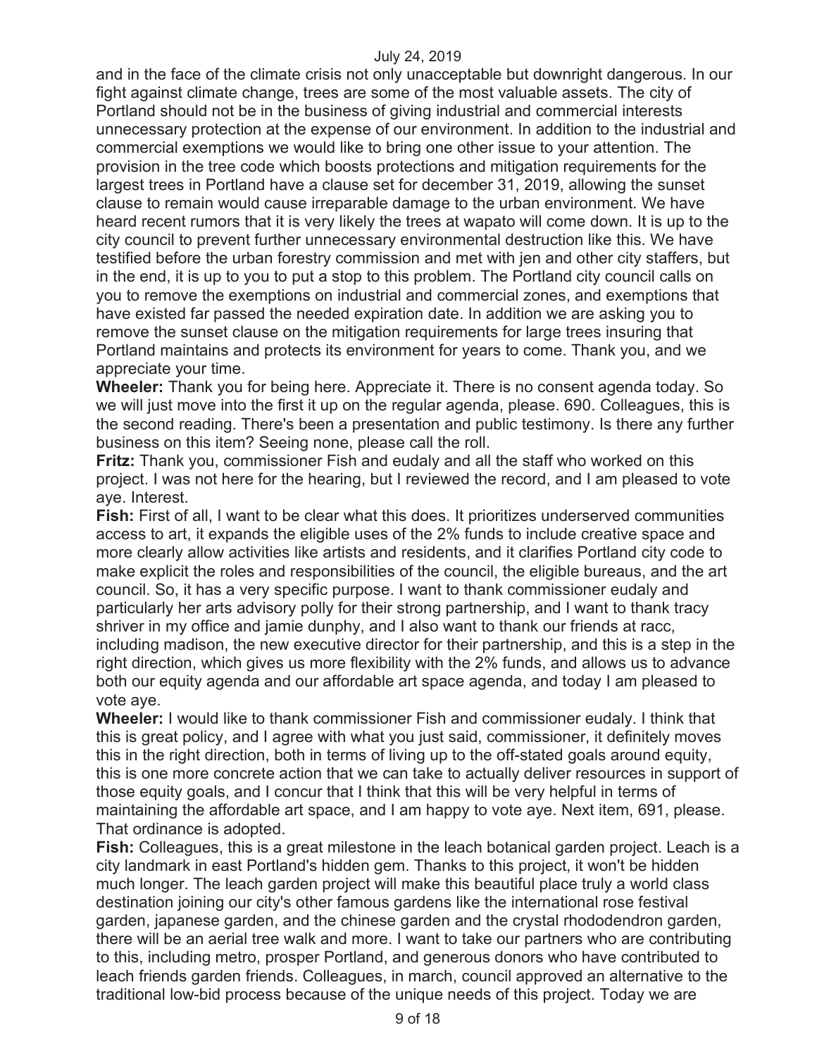and in the face of the climate crisis not only unacceptable but downright dangerous. In our fight against climate change, trees are some of the most valuable assets. The city of Portland should not be in the business of giving industrial and commercial interests unnecessary protection at the expense of our environment. In addition to the industrial and commercial exemptions we would like to bring one other issue to your attention. The provision in the tree code which boosts protections and mitigation requirements for the largest trees in Portland have a clause set for december 31, 2019, allowing the sunset clause to remain would cause irreparable damage to the urban environment. We have heard recent rumors that it is very likely the trees at wapato will come down. It is up to the city council to prevent further unnecessary environmental destruction like this. We have testified before the urban forestry commission and met with jen and other city staffers, but in the end, it is up to you to put a stop to this problem. The Portland city council calls on you to remove the exemptions on industrial and commercial zones, and exemptions that have existed far passed the needed expiration date. In addition we are asking you to remove the sunset clause on the mitigation requirements for large trees insuring that Portland maintains and protects its environment for years to come. Thank you, and we appreciate your time.

**Wheeler:** Thank you for being here. Appreciate it. There is no consent agenda today. So we will just move into the first it up on the regular agenda, please. 690. Colleagues, this is the second reading. There's been a presentation and public testimony. Is there any further business on this item? Seeing none, please call the roll.

**Fritz:** Thank you, commissioner Fish and eudaly and all the staff who worked on this project. I was not here for the hearing, but I reviewed the record, and I am pleased to vote aye. Interest.

**Fish:** First of all, I want to be clear what this does. It prioritizes underserved communities access to art, it expands the eligible uses of the 2% funds to include creative space and more clearly allow activities like artists and residents, and it clarifies Portland city code to make explicit the roles and responsibilities of the council, the eligible bureaus, and the art council. So, it has a very specific purpose. I want to thank commissioner eudaly and particularly her arts advisory polly for their strong partnership, and I want to thank tracy shriver in my office and jamie dunphy, and I also want to thank our friends at racc, including madison, the new executive director for their partnership, and this is a step in the right direction, which gives us more flexibility with the 2% funds, and allows us to advance both our equity agenda and our affordable art space agenda, and today I am pleased to vote aye.

**Wheeler:** I would like to thank commissioner Fish and commissioner eudaly. I think that this is great policy, and I agree with what you just said, commissioner, it definitely moves this in the right direction, both in terms of living up to the off-stated goals around equity, this is one more concrete action that we can take to actually deliver resources in support of those equity goals, and I concur that I think that this will be very helpful in terms of maintaining the affordable art space, and I am happy to vote aye. Next item, 691, please. That ordinance is adopted.

**Fish:** Colleagues, this is a great milestone in the leach botanical garden project. Leach is a city landmark in east Portland's hidden gem. Thanks to this project, it won't be hidden much longer. The leach garden project will make this beautiful place truly a world class destination joining our city's other famous gardens like the international rose festival garden, japanese garden, and the chinese garden and the crystal rhododendron garden, there will be an aerial tree walk and more. I want to take our partners who are contributing to this, including metro, prosper Portland, and generous donors who have contributed to leach friends garden friends. Colleagues, in march, council approved an alternative to the traditional low-bid process because of the unique needs of this project. Today we are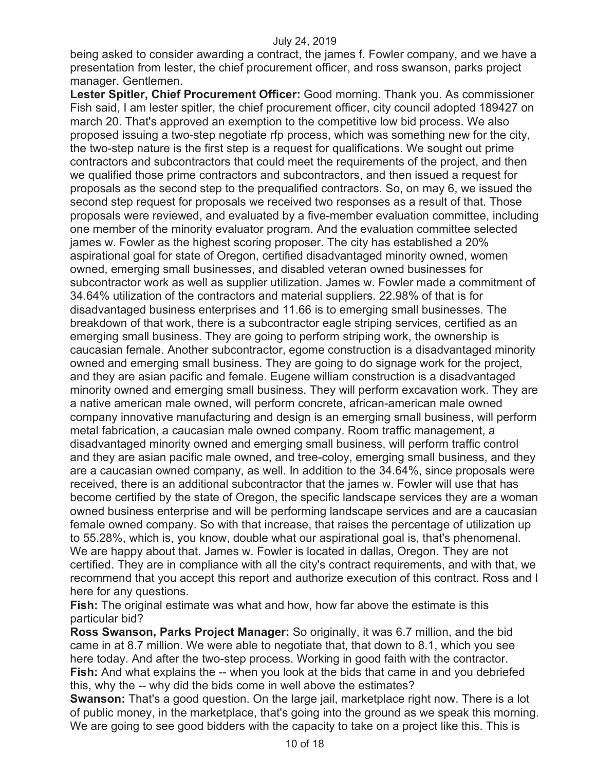being asked to consider awarding a contract, the james f. Fowler company, and we have a presentation from lester, the chief procurement officer, and ross swanson, parks project manager. Gentlemen.

**Lester Spitler, Chief Procurement Officer:** Good morning. Thank you. As commissioner Fish said, I am lester spitler, the chief procurement officer, city council adopted 189427 on march 20. That's approved an exemption to the competitive low bid process. We also proposed issuing a two-step negotiate rfp process, which was something new for the city, the two-step nature is the first step is a request for qualifications. We sought out prime contractors and subcontractors that could meet the requirements of the project, and then we qualified those prime contractors and subcontractors, and then issued a request for proposals as the second step to the prequalified contractors. So, on may 6, we issued the second step request for proposals we received two responses as a result of that. Those proposals were reviewed, and evaluated by a five-member evaluation committee, including one member of the minority evaluator program. And the evaluation committee selected james w. Fowler as the highest scoring proposer. The city has established a 20% aspirational goal for state of Oregon, certified disadvantaged minority owned, women owned, emerging small businesses, and disabled veteran owned businesses for subcontractor work as well as supplier utilization. James w. Fowler made a commitment of 34.64% utilization of the contractors and material suppliers. 22.98% of that is for disadvantaged business enterprises and 11.66 is to emerging small businesses. The breakdown of that work, there is a subcontractor eagle striping services, certified as an emerging small business. They are going to perform striping work, the ownership is caucasian female. Another subcontractor, egome construction is a disadvantaged minority owned and emerging small business. They are going to do signage work for the project, and they are asian pacific and female. Eugene william construction is a disadvantaged minority owned and emerging small business. They will perform excavation work. They are a native american male owned, will perform concrete, african-american male owned company innovative manufacturing and design is an emerging small business, will perform metal fabrication, a caucasian male owned company. Room traffic management, a disadvantaged minority owned and emerging small business, will perform traffic control and they are asian pacific male owned, and tree-coloy, emerging small business, and they are a caucasian owned company, as well. In addition to the 34.64%, since proposals were received, there is an additional subcontractor that the james w. Fowler will use that has become certified by the state of Oregon, the specific landscape services they are a woman owned business enterprise and will be performing landscape services and are a caucasian female owned company. So with that increase, that raises the percentage of utilization up to 55.28%, which is, you know, double what our aspirational goal is, that's phenomenal. We are happy about that. James w. Fowler is located in dallas, Oregon. They are not certified. They are in compliance with all the city's contract requirements, and with that, we recommend that you accept this report and authorize execution of this contract. Ross and I here for any questions.

**Fish:** The original estimate was what and how, how far above the estimate is this particular bid?

**Ross Swanson, Parks Project Manager:** So originally, it was 6.7 million, and the bid came in at 8.7 million. We were able to negotiate that, that down to 8.1, which you see here today. And after the two-step process. Working in good faith with the contractor.

**Fish:** And what explains the -- when you look at the bids that came in and you debriefed this, why the -- why did the bids come in well above the estimates?

**Swanson:** That's a good question. On the large jail, marketplace right now. There is a lot of public money, in the marketplace, that's going into the ground as we speak this morning. We are going to see good bidders with the capacity to take on a project like this. This is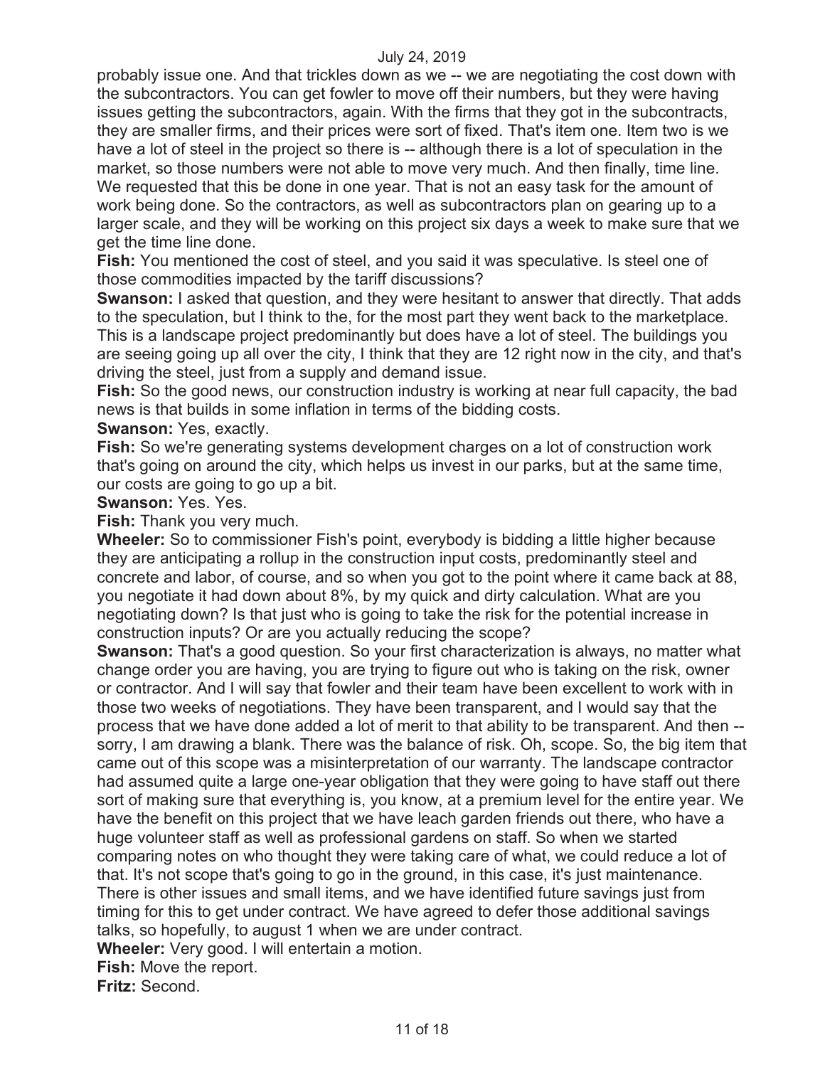probably issue one. And that trickles down as we -- we are negotiating the cost down with the subcontractors. You can get fowler to move off their numbers, but they were having issues getting the subcontractors, again. With the firms that they got in the subcontracts, they are smaller firms, and their prices were sort of fixed. That's item one. Item two is we have a lot of steel in the project so there is -- although there is a lot of speculation in the market, so those numbers were not able to move very much. And then finally, time line. We requested that this be done in one year. That is not an easy task for the amount of work being done. So the contractors, as well as subcontractors plan on gearing up to a larger scale, and they will be working on this project six days a week to make sure that we get the time line done.

**Fish:** You mentioned the cost of steel, and you said it was speculative. Is steel one of those commodities impacted by the tariff discussions?

**Swanson:** I asked that question, and they were hesitant to answer that directly. That adds to the speculation, but I think to the, for the most part they went back to the marketplace. This is a landscape project predominantly but does have a lot of steel. The buildings you are seeing going up all over the city, I think that they are 12 right now in the city, and that's driving the steel, just from a supply and demand issue.

**Fish:** So the good news, our construction industry is working at near full capacity, the bad news is that builds in some inflation in terms of the bidding costs.

**Swanson:** Yes, exactly.

**Fish:** So we're generating systems development charges on a lot of construction work that's going on around the city, which helps us invest in our parks, but at the same time, our costs are going to go up a bit.

**Swanson:** Yes. Yes.

**Fish:** Thank you very much.

**Wheeler:** So to commissioner Fish's point, everybody is bidding a little higher because they are anticipating a rollup in the construction input costs, predominantly steel and concrete and labor, of course, and so when you got to the point where it came back at 88, you negotiate it had down about 8%, by my quick and dirty calculation. What are you negotiating down? Is that just who is going to take the risk for the potential increase in construction inputs? Or are you actually reducing the scope?

**Swanson:** That's a good question. So your first characterization is always, no matter what change order you are having, you are trying to figure out who is taking on the risk, owner or contractor. And I will say that fowler and their team have been excellent to work with in those two weeks of negotiations. They have been transparent, and I would say that the process that we have done added a lot of merit to that ability to be transparent. And then -- sorry, I am drawing a blank. There was the balance of risk. Oh, scope. So, the big item that came out of this scope was a misinterpretation of our warranty. The landscape contractor had assumed quite a large one-year obligation that they were going to have staff out there sort of making sure that everything is, you know, at a premium level for the entire year. We have the benefit on this project that we have leach garden friends out there, who have a huge volunteer staff as well as professional gardens on staff. So when we started comparing notes on who thought they were taking care of what, we could reduce a lot of that. It's not scope that's going to go in the ground, in this case, it's just maintenance. There is other issues and small items, and we have identified future savings just from timing for this to get under contract. We have agreed to defer those additional savings talks, so hopefully, to august 1 when we are under contract.

**Wheeler:** Very good. I will entertain a motion.

**Fish:** Move the report.

**Fritz:** Second.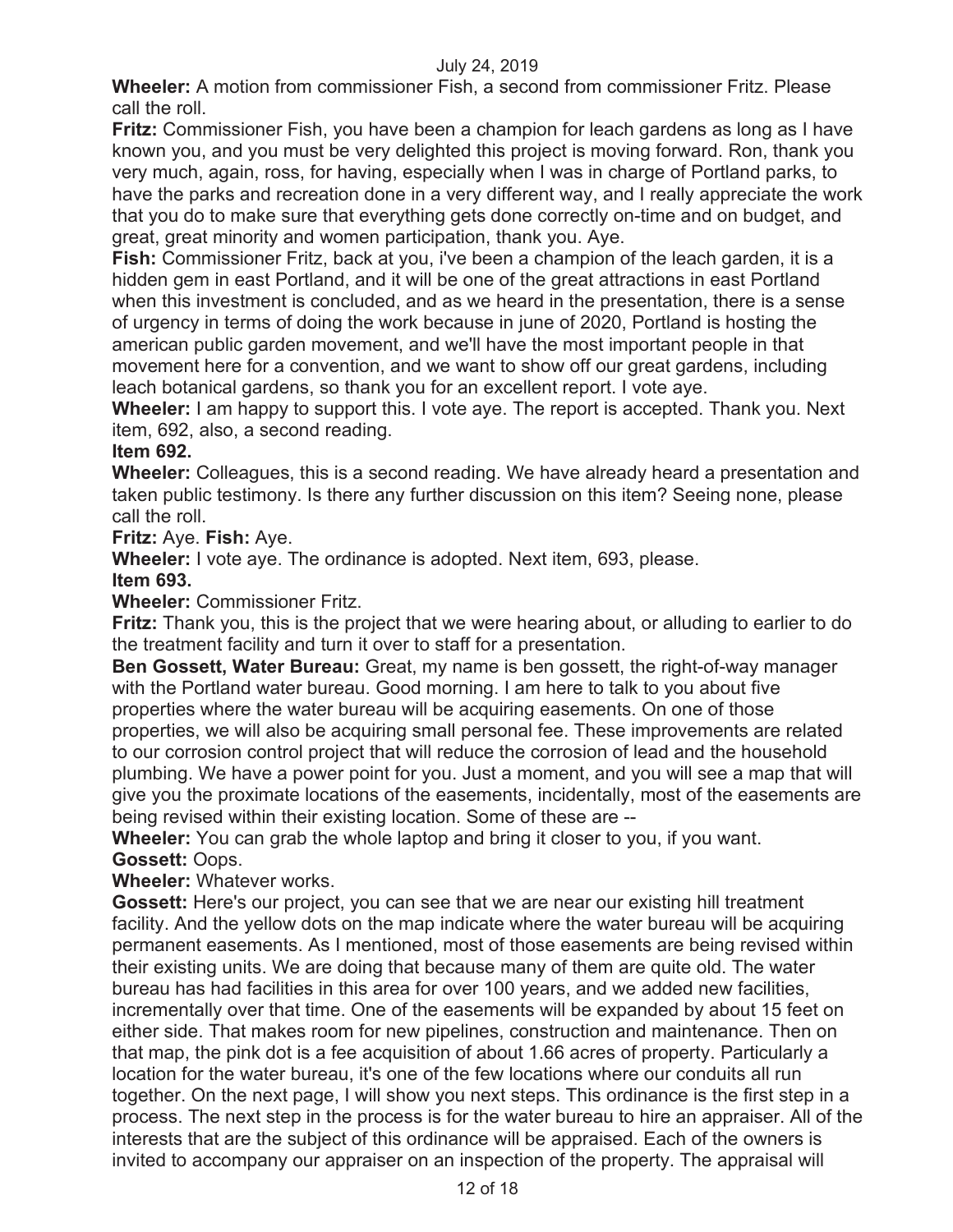**Wheeler:** A motion from commissioner Fish, a second from commissioner Fritz. Please call the roll.

**Fritz:** Commissioner Fish, you have been a champion for leach gardens as long as I have known you, and you must be very delighted this project is moving forward. Ron, thank you very much, again, ross, for having, especially when I was in charge of Portland parks, to have the parks and recreation done in a very different way, and I really appreciate the work that you do to make sure that everything gets done correctly on-time and on budget, and great, great minority and women participation, thank you. Aye.

**Fish:** Commissioner Fritz, back at you, i've been a champion of the leach garden, it is a hidden gem in east Portland, and it will be one of the great attractions in east Portland when this investment is concluded, and as we heard in the presentation, there is a sense of urgency in terms of doing the work because in june of 2020, Portland is hosting the american public garden movement, and we'll have the most important people in that movement here for a convention, and we want to show off our great gardens, including leach botanical gardens, so thank you for an excellent report. I vote aye.

**Wheeler:** I am happy to support this. I vote aye. The report is accepted. Thank you. Next item, 692, also, a second reading.

**Item 692.**

**Wheeler:** Colleagues, this is a second reading. We have already heard a presentation and taken public testimony. Is there any further discussion on this item? Seeing none, please call the roll.

**Fritz:** Aye. **Fish:** Aye.

**Wheeler:** I vote aye. The ordinance is adopted. Next item, 693, please.

**Item 693.**

**Wheeler:** Commissioner Fritz.

**Fritz:** Thank you, this is the project that we were hearing about, or alluding to earlier to do the treatment facility and turn it over to staff for a presentation.

**Ben Gossett, Water Bureau:** Great, my name is ben gossett, the right-of-way manager with the Portland water bureau. Good morning. I am here to talk to you about five properties where the water bureau will be acquiring easements. On one of those properties, we will also be acquiring small personal fee. These improvements are related to our corrosion control project that will reduce the corrosion of lead and the household plumbing. We have a power point for you. Just a moment, and you will see a map that will give you the proximate locations of the easements, incidentally, most of the easements are being revised within their existing location. Some of these are --

**Wheeler:** You can grab the whole laptop and bring it closer to you, if you want.

**Gossett:** Oops.

**Wheeler:** Whatever works.

**Gossett:** Here's our project, you can see that we are near our existing hill treatment facility. And the yellow dots on the map indicate where the water bureau will be acquiring permanent easements. As I mentioned, most of those easements are being revised within their existing units. We are doing that because many of them are quite old. The water bureau has had facilities in this area for over 100 years, and we added new facilities, incrementally over that time. One of the easements will be expanded by about 15 feet on either side. That makes room for new pipelines, construction and maintenance. Then on that map, the pink dot is a fee acquisition of about 1.66 acres of property. Particularly a location for the water bureau, it's one of the few locations where our conduits all run together. On the next page, I will show you next steps. This ordinance is the first step in a process. The next step in the process is for the water bureau to hire an appraiser. All of the interests that are the subject of this ordinance will be appraised. Each of the owners is invited to accompany our appraiser on an inspection of the property. The appraisal will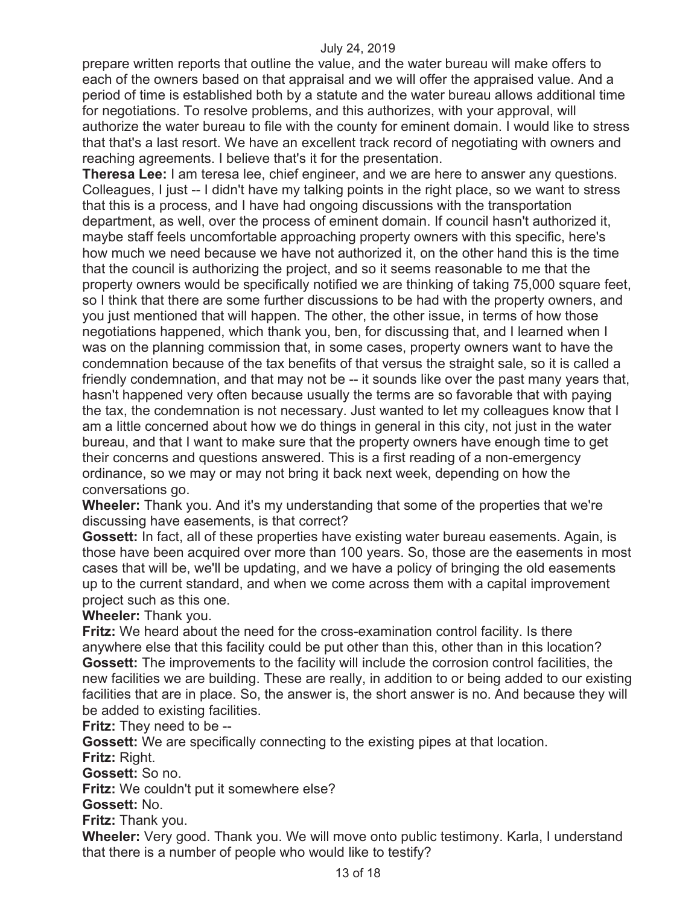prepare written reports that outline the value, and the water bureau will make offers to each of the owners based on that appraisal and we will offer the appraised value. And a period of time is established both by a statute and the water bureau allows additional time for negotiations. To resolve problems, and this authorizes, with your approval, will authorize the water bureau to file with the county for eminent domain. I would like to stress that that's a last resort. We have an excellent track record of negotiating with owners and reaching agreements. I believe that's it for the presentation.

**Theresa Lee:** I am teresa lee, chief engineer, and we are here to answer any questions. Colleagues, I just -- I didn't have my talking points in the right place, so we want to stress that this is a process, and I have had ongoing discussions with the transportation department, as well, over the process of eminent domain. If council hasn't authorized it, maybe staff feels uncomfortable approaching property owners with this specific, here's how much we need because we have not authorized it, on the other hand this is the time that the council is authorizing the project, and so it seems reasonable to me that the property owners would be specifically notified we are thinking of taking 75,000 square feet, so I think that there are some further discussions to be had with the property owners, and you just mentioned that will happen. The other, the other issue, in terms of how those negotiations happened, which thank you, ben, for discussing that, and I learned when I was on the planning commission that, in some cases, property owners want to have the condemnation because of the tax benefits of that versus the straight sale, so it is called a friendly condemnation, and that may not be -- it sounds like over the past many years that, hasn't happened very often because usually the terms are so favorable that with paying the tax, the condemnation is not necessary. Just wanted to let my colleagues know that I am a little concerned about how we do things in general in this city, not just in the water bureau, and that I want to make sure that the property owners have enough time to get their concerns and questions answered. This is a first reading of a non-emergency ordinance, so we may or may not bring it back next week, depending on how the conversations go.

**Wheeler:** Thank you. And it's my understanding that some of the properties that we're discussing have easements, is that correct?

**Gossett:** In fact, all of these properties have existing water bureau easements. Again, is those have been acquired over more than 100 years. So, those are the easements in most cases that will be, we'll be updating, and we have a policy of bringing the old easements up to the current standard, and when we come across them with a capital improvement project such as this one.

**Wheeler:** Thank you.

**Fritz:** We heard about the need for the cross-examination control facility. Is there anywhere else that this facility could be put other than this, other than in this location?

**Gossett:** The improvements to the facility will include the corrosion control facilities, the new facilities we are building. These are really, in addition to or being added to our existing facilities that are in place. So, the answer is, the short answer is no. And because they will be added to existing facilities.

**Fritz:** They need to be --

**Gossett:** We are specifically connecting to the existing pipes at that location.

**Fritz:** Right.

**Gossett:** So no.

**Fritz:** We couldn't put it somewhere else?

**Gossett:** No.

**Fritz:** Thank you.

**Wheeler:** Very good. Thank you. We will move onto public testimony. Karla, I understand that there is a number of people who would like to testify?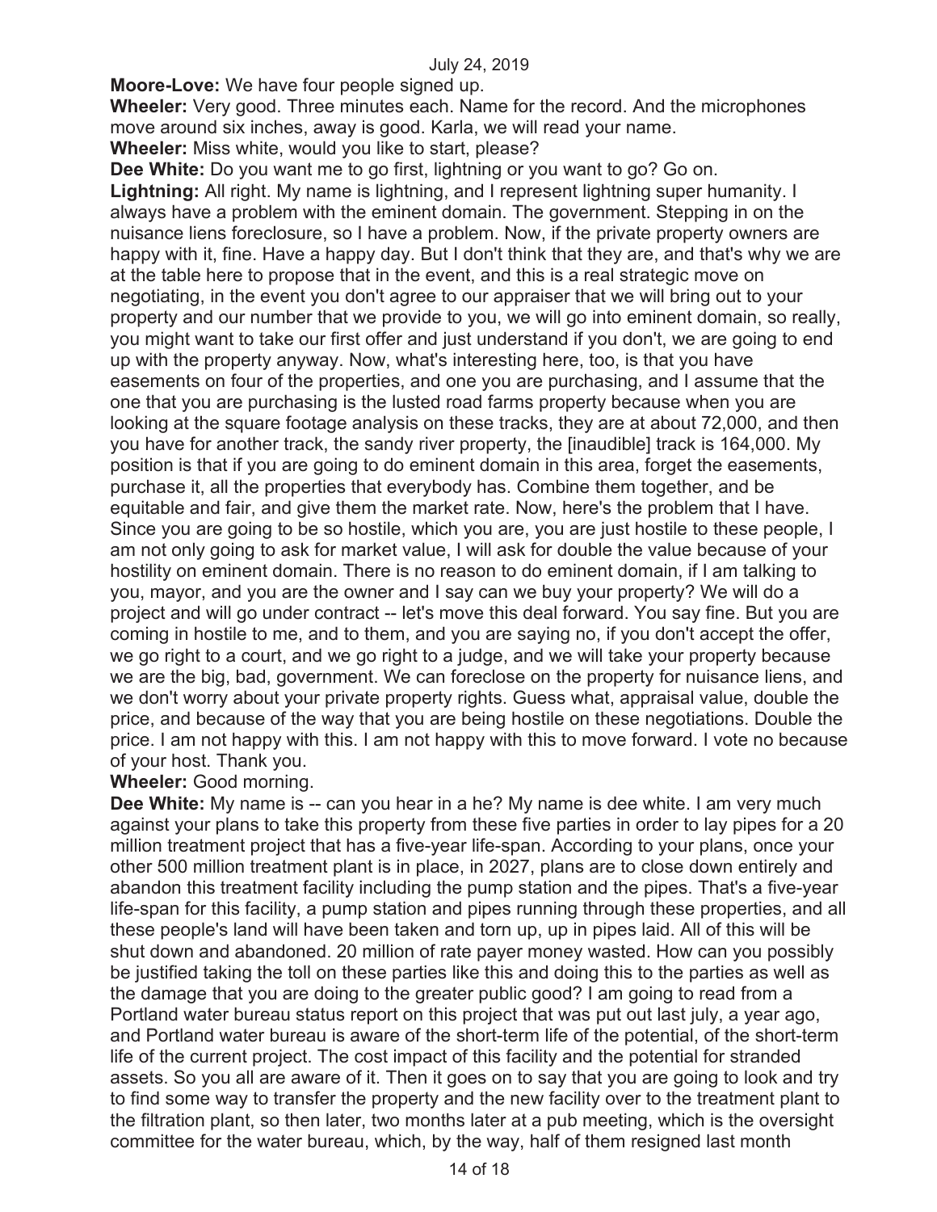**Moore-Love:** We have four people signed up.

**Wheeler:** Very good. Three minutes each. Name for the record. And the microphones move around six inches, away is good. Karla, we will read your name.

**Wheeler:** Miss white, would you like to start, please?

**Dee White:** Do you want me to go first, lightning or you want to go? Go on.

**Lightning:** All right. My name is lightning, and I represent lightning super humanity. I always have a problem with the eminent domain. The government. Stepping in on the nuisance liens foreclosure, so I have a problem. Now, if the private property owners are happy with it, fine. Have a happy day. But I don't think that they are, and that's why we are at the table here to propose that in the event, and this is a real strategic move on negotiating, in the event you don't agree to our appraiser that we will bring out to your property and our number that we provide to you, we will go into eminent domain, so really, you might want to take our first offer and just understand if you don't, we are going to end up with the property anyway. Now, what's interesting here, too, is that you have easements on four of the properties, and one you are purchasing, and I assume that the one that you are purchasing is the lusted road farms property because when you are looking at the square footage analysis on these tracks, they are at about 72,000, and then you have for another track, the sandy river property, the [inaudible] track is 164,000. My position is that if you are going to do eminent domain in this area, forget the easements, purchase it, all the properties that everybody has. Combine them together, and be equitable and fair, and give them the market rate. Now, here's the problem that I have. Since you are going to be so hostile, which you are, you are just hostile to these people, I am not only going to ask for market value, I will ask for double the value because of your hostility on eminent domain. There is no reason to do eminent domain, if I am talking to you, mayor, and you are the owner and I say can we buy your property? We will do a project and will go under contract -- let's move this deal forward. You say fine. But you are coming in hostile to me, and to them, and you are saying no, if you don't accept the offer, we go right to a court, and we go right to a judge, and we will take your property because we are the big, bad, government. We can foreclose on the property for nuisance liens, and we don't worry about your private property rights. Guess what, appraisal value, double the price, and because of the way that you are being hostile on these negotiations. Double the price. I am not happy with this. I am not happy with this to move forward. I vote no because of your host. Thank you.

**Wheeler:** Good morning.

**Dee White:** My name is -- can you hear in a he? My name is dee white. I am very much against your plans to take this property from these five parties in order to lay pipes for a 20 million treatment project that has a five-year life-span. According to your plans, once your other 500 million treatment plant is in place, in 2027, plans are to close down entirely and abandon this treatment facility including the pump station and the pipes. That's a five-year life-span for this facility, a pump station and pipes running through these properties, and all these people's land will have been taken and torn up, up in pipes laid. All of this will be shut down and abandoned. 20 million of rate payer money wasted. How can you possibly be justified taking the toll on these parties like this and doing this to the parties as well as the damage that you are doing to the greater public good? I am going to read from a Portland water bureau status report on this project that was put out last july, a year ago, and Portland water bureau is aware of the short-term life of the potential, of the short-term life of the current project. The cost impact of this facility and the potential for stranded assets. So you all are aware of it. Then it goes on to say that you are going to look and try to find some way to transfer the property and the new facility over to the treatment plant to the filtration plant, so then later, two months later at a pub meeting, which is the oversight committee for the water bureau, which, by the way, half of them resigned last month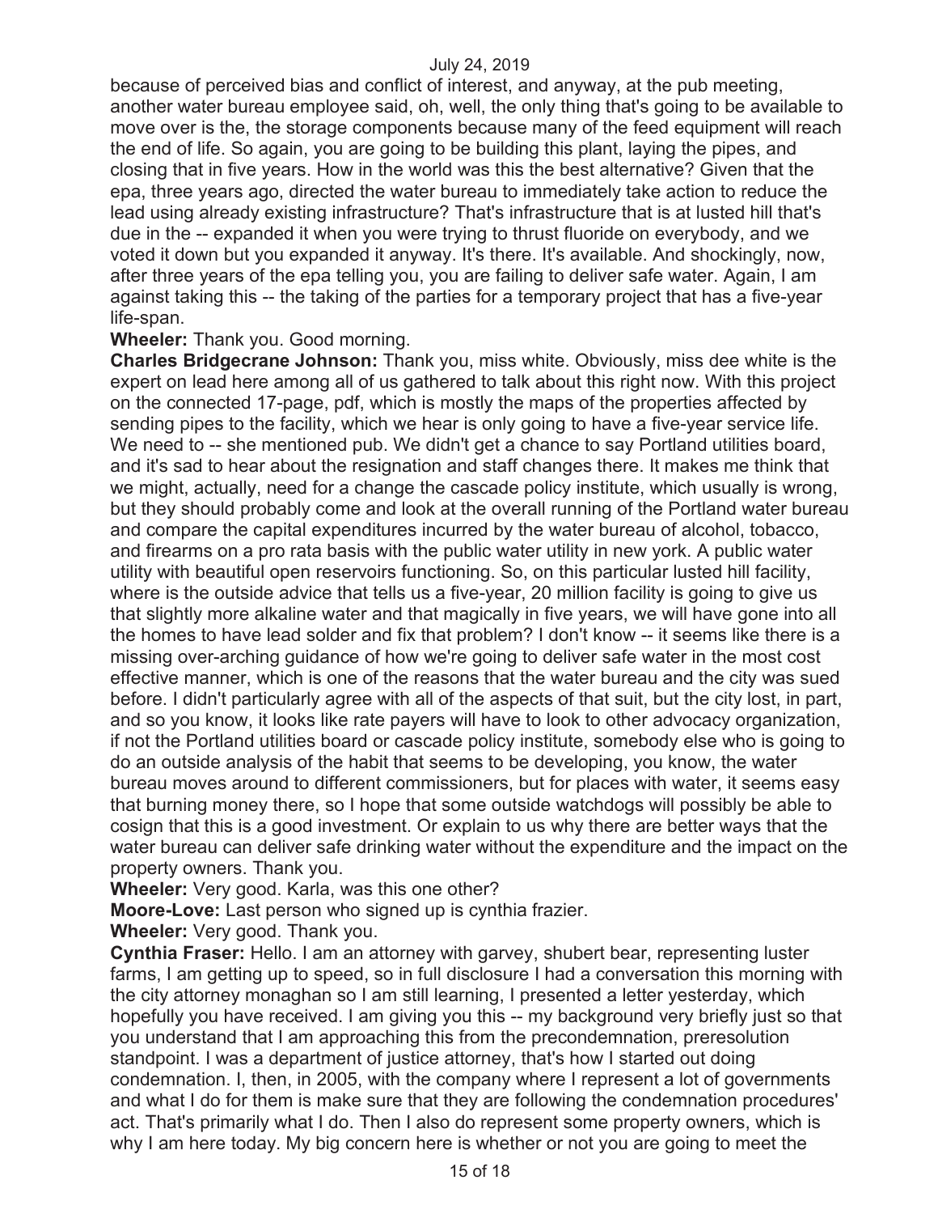because of perceived bias and conflict of interest, and anyway, at the pub meeting, another water bureau employee said, oh, well, the only thing that's going to be available to move over is the, the storage components because many of the feed equipment will reach the end of life. So again, you are going to be building this plant, laying the pipes, and closing that in five years. How in the world was this the best alternative? Given that the epa, three years ago, directed the water bureau to immediately take action to reduce the lead using already existing infrastructure? That's infrastructure that is at lusted hill that's due in the -- expanded it when you were trying to thrust fluoride on everybody, and we voted it down but you expanded it anyway. It's there. It's available. And shockingly, now, after three years of the epa telling you, you are failing to deliver safe water. Again, I am against taking this -- the taking of the parties for a temporary project that has a five-year life-span.

**Wheeler:** Thank you. Good morning.

**Charles Bridgecrane Johnson:** Thank you, miss white. Obviously, miss dee white is the expert on lead here among all of us gathered to talk about this right now. With this project on the connected 17-page, pdf, which is mostly the maps of the properties affected by sending pipes to the facility, which we hear is only going to have a five-year service life. We need to -- she mentioned pub. We didn't get a chance to say Portland utilities board, and it's sad to hear about the resignation and staff changes there. It makes me think that we might, actually, need for a change the cascade policy institute, which usually is wrong, but they should probably come and look at the overall running of the Portland water bureau and compare the capital expenditures incurred by the water bureau of alcohol, tobacco, and firearms on a pro rata basis with the public water utility in new york. A public water utility with beautiful open reservoirs functioning. So, on this particular lusted hill facility, where is the outside advice that tells us a five-year, 20 million facility is going to give us that slightly more alkaline water and that magically in five years, we will have gone into all the homes to have lead solder and fix that problem? I don't know -- it seems like there is a missing over-arching guidance of how we're going to deliver safe water in the most cost effective manner, which is one of the reasons that the water bureau and the city was sued before. I didn't particularly agree with all of the aspects of that suit, but the city lost, in part, and so you know, it looks like rate payers will have to look to other advocacy organization, if not the Portland utilities board or cascade policy institute, somebody else who is going to do an outside analysis of the habit that seems to be developing, you know, the water bureau moves around to different commissioners, but for places with water, it seems easy that burning money there, so I hope that some outside watchdogs will possibly be able to cosign that this is a good investment. Or explain to us why there are better ways that the water bureau can deliver safe drinking water without the expenditure and the impact on the property owners. Thank you.

**Wheeler:** Very good. Karla, was this one other?

**Moore-Love:** Last person who signed up is cynthia frazier.

**Wheeler:** Very good. Thank you.

**Cynthia Fraser:** Hello. I am an attorney with garvey, shubert bear, representing luster farms, I am getting up to speed, so in full disclosure I had a conversation this morning with the city attorney monaghan so I am still learning, I presented a letter yesterday, which hopefully you have received. I am giving you this -- my background very briefly just so that you understand that I am approaching this from the precondemnation, preresolution standpoint. I was a department of justice attorney, that's how I started out doing condemnation. I, then, in 2005, with the company where I represent a lot of governments and what I do for them is make sure that they are following the condemnation procedures' act. That's primarily what I do. Then I also do represent some property owners, which is why I am here today. My big concern here is whether or not you are going to meet the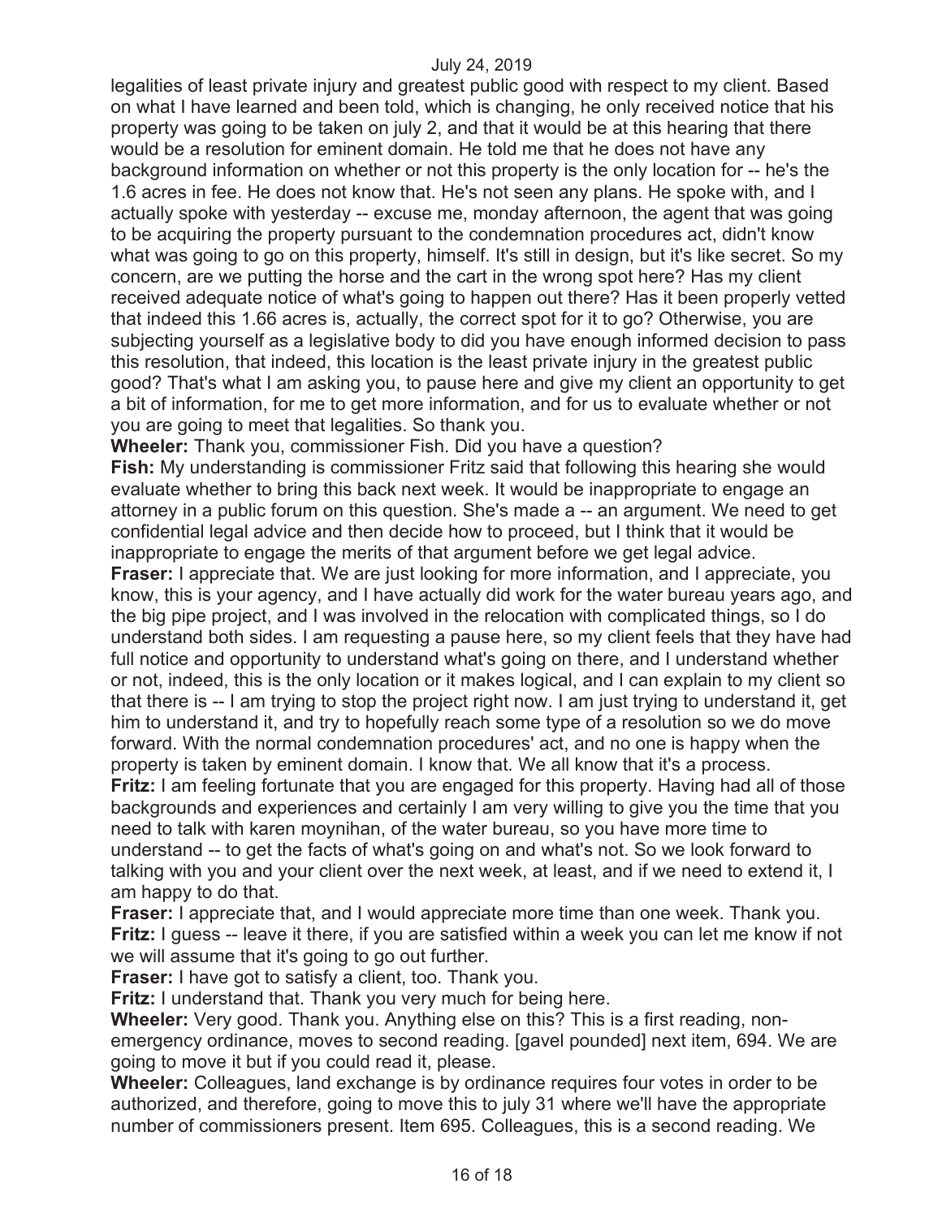legalities of least private injury and greatest public good with respect to my client. Based on what I have learned and been told, which is changing, he only received notice that his property was going to be taken on july 2, and that it would be at this hearing that there would be a resolution for eminent domain. He told me that he does not have any background information on whether or not this property is the only location for -- he's the 1.6 acres in fee. He does not know that. He's not seen any plans. He spoke with, and I actually spoke with yesterday -- excuse me, monday afternoon, the agent that was going to be acquiring the property pursuant to the condemnation procedures act, didn't know what was going to go on this property, himself. It's still in design, but it's like secret. So my concern, are we putting the horse and the cart in the wrong spot here? Has my client received adequate notice of what's going to happen out there? Has it been properly vetted that indeed this 1.66 acres is, actually, the correct spot for it to go? Otherwise, you are subjecting yourself as a legislative body to did you have enough informed decision to pass this resolution, that indeed, this location is the least private injury in the greatest public good? That's what I am asking you, to pause here and give my client an opportunity to get a bit of information, for me to get more information, and for us to evaluate whether or not you are going to meet that legalities. So thank you.

**Wheeler:** Thank you, commissioner Fish. Did you have a question?

**Fish:** My understanding is commissioner Fritz said that following this hearing she would evaluate whether to bring this back next week. It would be inappropriate to engage an attorney in a public forum on this question. She's made a -- an argument. We need to get confidential legal advice and then decide how to proceed, but I think that it would be inappropriate to engage the merits of that argument before we get legal advice.

**Fraser:** I appreciate that. We are just looking for more information, and I appreciate, you know, this is your agency, and I have actually did work for the water bureau years ago, and the big pipe project, and I was involved in the relocation with complicated things, so I do understand both sides. I am requesting a pause here, so my client feels that they have had full notice and opportunity to understand what's going on there, and I understand whether or not, indeed, this is the only location or it makes logical, and I can explain to my client so that there is -- I am trying to stop the project right now. I am just trying to understand it, get him to understand it, and try to hopefully reach some type of a resolution so we do move forward. With the normal condemnation procedures' act, and no one is happy when the property is taken by eminent domain. I know that. We all know that it's a process.

**Fritz:** I am feeling fortunate that you are engaged for this property. Having had all of those backgrounds and experiences and certainly I am very willing to give you the time that you need to talk with karen moynihan, of the water bureau, so you have more time to understand -- to get the facts of what's going on and what's not. So we look forward to talking with you and your client over the next week, at least, and if we need to extend it, I am happy to do that.

**Fraser:** I appreciate that, and I would appreciate more time than one week. Thank you.

**Fritz:** I guess -- leave it there, if you are satisfied within a week you can let me know if not we will assume that it's going to go out further.

**Fraser:** I have got to satisfy a client, too. Thank you.

**Fritz:** I understand that. Thank you very much for being here.

**Wheeler:** Very good. Thank you. Anything else on this? This is a first reading, non-emergency ordinance, moves to second reading. [gavel pounded] next item, 694. We are going to move it but if you could read it, please.

**Wheeler:** Colleagues, land exchange is by ordinance requires four votes in order to be authorized, and therefore, going to move this to july 31 where we'll have the appropriate number of commissioners present. Item 695. Colleagues, this is a second reading. We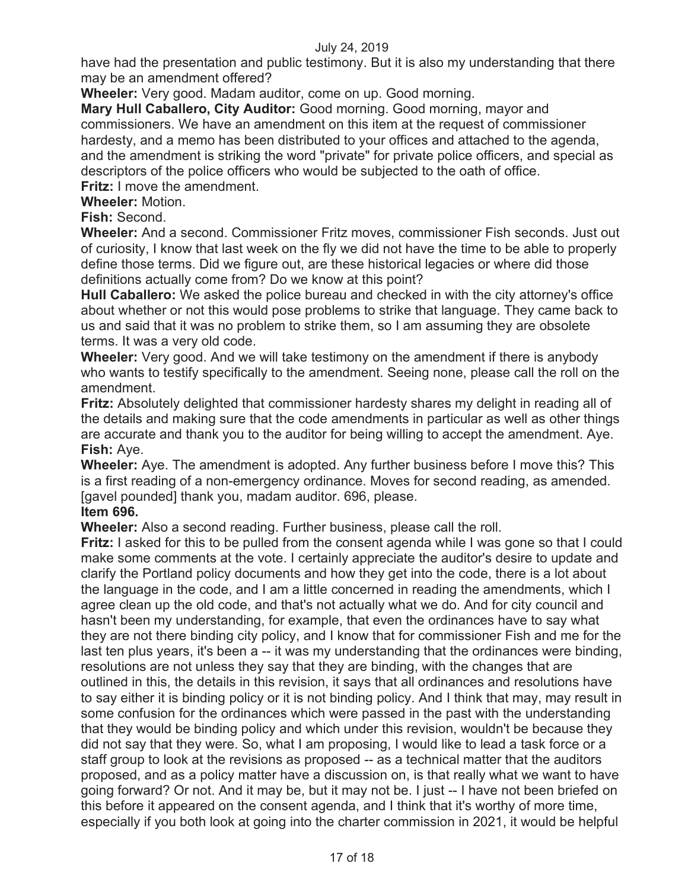have had the presentation and public testimony. But it is also my understanding that there may be an amendment offered?

**Wheeler:** Very good. Madam auditor, come on up. Good morning.

**Mary Hull Caballero, City Auditor:** Good morning. Good morning, mayor and commissioners. We have an amendment on this item at the request of commissioner hardesty, and a memo has been distributed to your offices and attached to the agenda, and the amendment is striking the word "private" for private police officers, and special as descriptors of the police officers who would be subjected to the oath of office.

**Fritz:** I move the amendment.

**Wheeler:** Motion.

**Fish:** Second.

**Wheeler:** And a second. Commissioner Fritz moves, commissioner Fish seconds. Just out of curiosity, I know that last week on the fly we did not have the time to be able to properly define those terms. Did we figure out, are these historical legacies or where did those definitions actually come from? Do we know at this point?

**Hull Caballero:** We asked the police bureau and checked in with the city attorney's office about whether or not this would pose problems to strike that language. They came back to us and said that it was no problem to strike them, so I am assuming they are obsolete terms. It was a very old code.

**Wheeler:** Very good. And we will take testimony on the amendment if there is anybody who wants to testify specifically to the amendment. Seeing none, please call the roll on the amendment.

**Fritz:** Absolutely delighted that commissioner hardesty shares my delight in reading all of the details and making sure that the code amendments in particular as well as other things are accurate and thank you to the auditor for being willing to accept the amendment. Aye.

**Fish:** Aye.

**Wheeler:** Aye. The amendment is adopted. Any further business before I move this? This is a first reading of a non-emergency ordinance. Moves for second reading, as amended. [gavel pounded] thank you, madam auditor. 696, please.

**Item 696.**

**Wheeler:** Also a second reading. Further business, please call the roll.

**Fritz:** I asked for this to be pulled from the consent agenda while I was gone so that I could make some comments at the vote. I certainly appreciate the auditor's desire to update and clarify the Portland policy documents and how they get into the code, there is a lot about the language in the code, and I am a little concerned in reading the amendments, which I agree clean up the old code, and that's not actually what we do. And for city council and hasn't been my understanding, for example, that even the ordinances have to say what they are not there binding city policy, and I know that for commissioner Fish and me for the last ten plus years, it's been a -- it was my understanding that the ordinances were binding, resolutions are not unless they say that they are binding, with the changes that are outlined in this, the details in this revision, it says that all ordinances and resolutions have to say either it is binding policy or it is not binding policy. And I think that may, may result in some confusion for the ordinances which were passed in the past with the understanding that they would be binding policy and which under this revision, wouldn't be because they did not say that they were. So, what I am proposing, I would like to lead a task force or a staff group to look at the revisions as proposed -- as a technical matter that the auditors proposed, and as a policy matter have a discussion on, is that really what we want to have going forward? Or not. And it may be, but it may not be. I just -- I have not been briefed on this before it appeared on the consent agenda, and I think that it's worthy of more time, especially if you both look at going into the charter commission in 2021, it would be helpful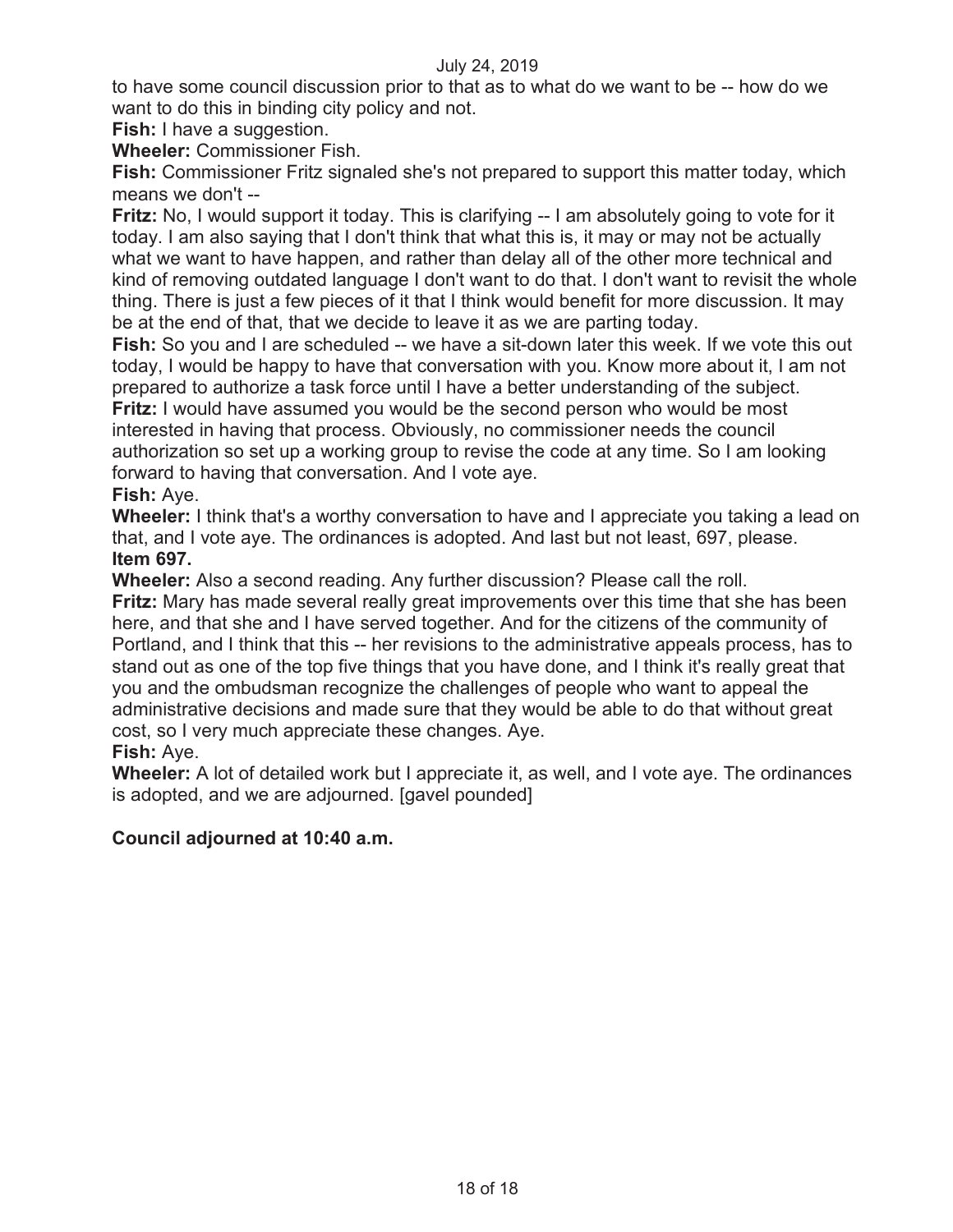to have some council discussion prior to that as to what do we want to be -- how do we want to do this in binding city policy and not.

**Fish:** I have a suggestion.

**Wheeler:** Commissioner Fish.

**Fish:** Commissioner Fritz signaled she's not prepared to support this matter today, which means we don't --

**Fritz:** No, I would support it today. This is clarifying -- I am absolutely going to vote for it today. I am also saying that I don't think that what this is, it may or may not be actually what we want to have happen, and rather than delay all of the other more technical and kind of removing outdated language I don't want to do that. I don't want to revisit the whole thing. There is just a few pieces of it that I think would benefit for more discussion. It may be at the end of that, that we decide to leave it as we are parting today.

**Fish:** So you and I are scheduled -- we have a sit-down later this week. If we vote this out today, I would be happy to have that conversation with you. Know more about it, I am not prepared to authorize a task force until I have a better understanding of the subject.

**Fritz:** I would have assumed you would be the second person who would be most interested in having that process. Obviously, no commissioner needs the council authorization so set up a working group to revise the code at any time. So I am looking forward to having that conversation. And I vote aye.

**Fish:** Aye.

**Wheeler:** I think that's a worthy conversation to have and I appreciate you taking a lead on that, and I vote aye. The ordinances is adopted. And last but not least, 697, please.

**Item 697.**

**Wheeler:** Also a second reading. Any further discussion? Please call the roll.

**Fritz:** Mary has made several really great improvements over this time that she has been here, and that she and I have served together. And for the citizens of the community of Portland, and I think that this -- her revisions to the administrative appeals process, has to stand out as one of the top five things that you have done, and I think it's really great that you and the ombudsman recognize the challenges of people who want to appeal the administrative decisions and made sure that they would be able to do that without great cost, so I very much appreciate these changes. Aye.

**Fish:** Aye.

**Wheeler:** A lot of detailed work but I appreciate it, as well, and I vote aye. The ordinances is adopted, and we are adjourned. [gavel pounded]

**Council adjourned at 10:40 a.m.**